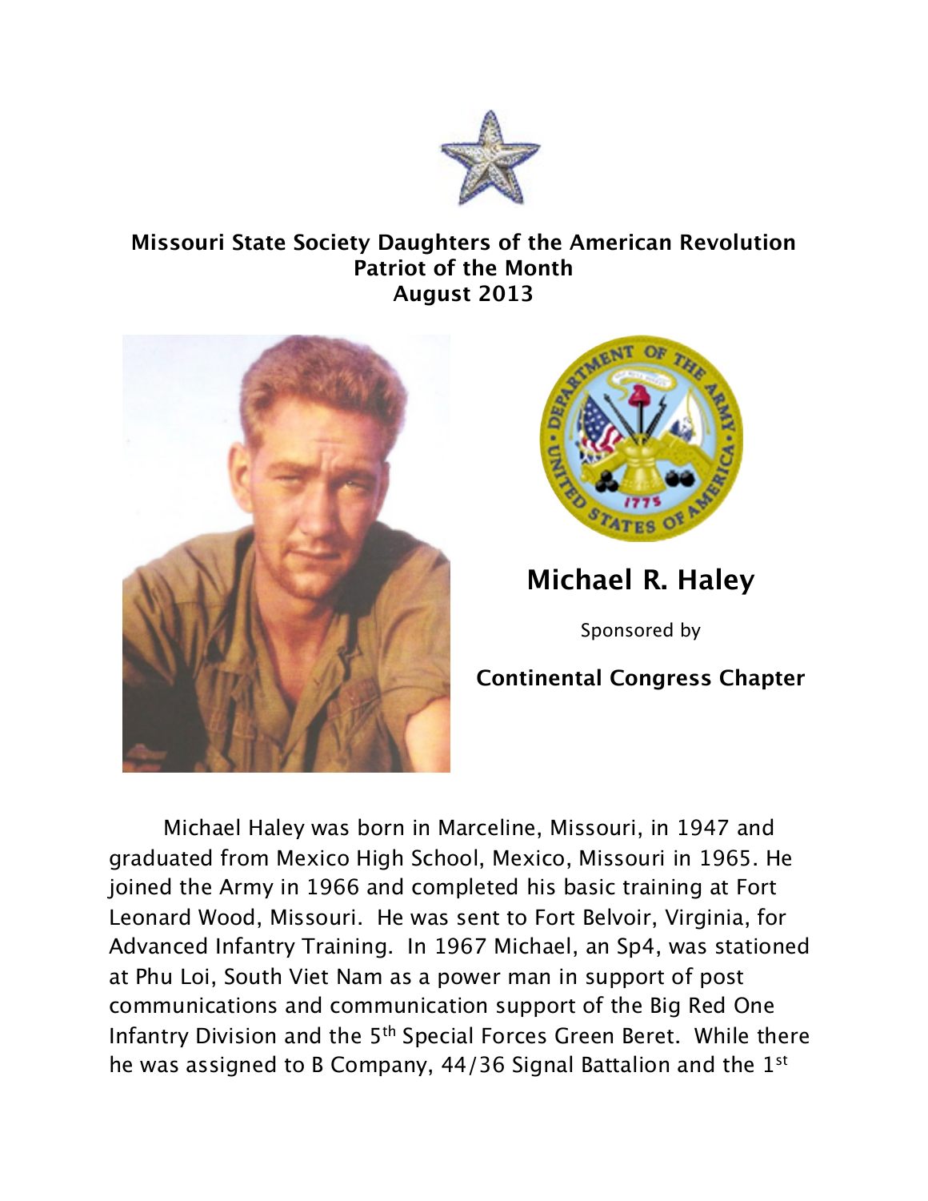**Missouri State Society Daughters of the American Revolution**
**Patriot of the Month**
**August 2013**

## Michael R. Haley

Sponsored by

**Continental Congress Chapter**

Michael Haley was born in Marceline, Missouri, in 1947 and graduated from Mexico High School, Mexico, Missouri in 1965. He joined the Army in 1966 and completed his basic training at Fort Leonard Wood, Missouri. He was sent to Fort Belvoir, Virginia, for Advanced Infantry Training. In 1967 Michael, an Sp4, was stationed at Phu Loi, South Viet Nam as a power man in support of post communications and communication support of the Big Red One Infantry Division and the 5th Special Forces Green Beret. While there he was assigned to B Company, 44/36 Signal Battalion and the 1st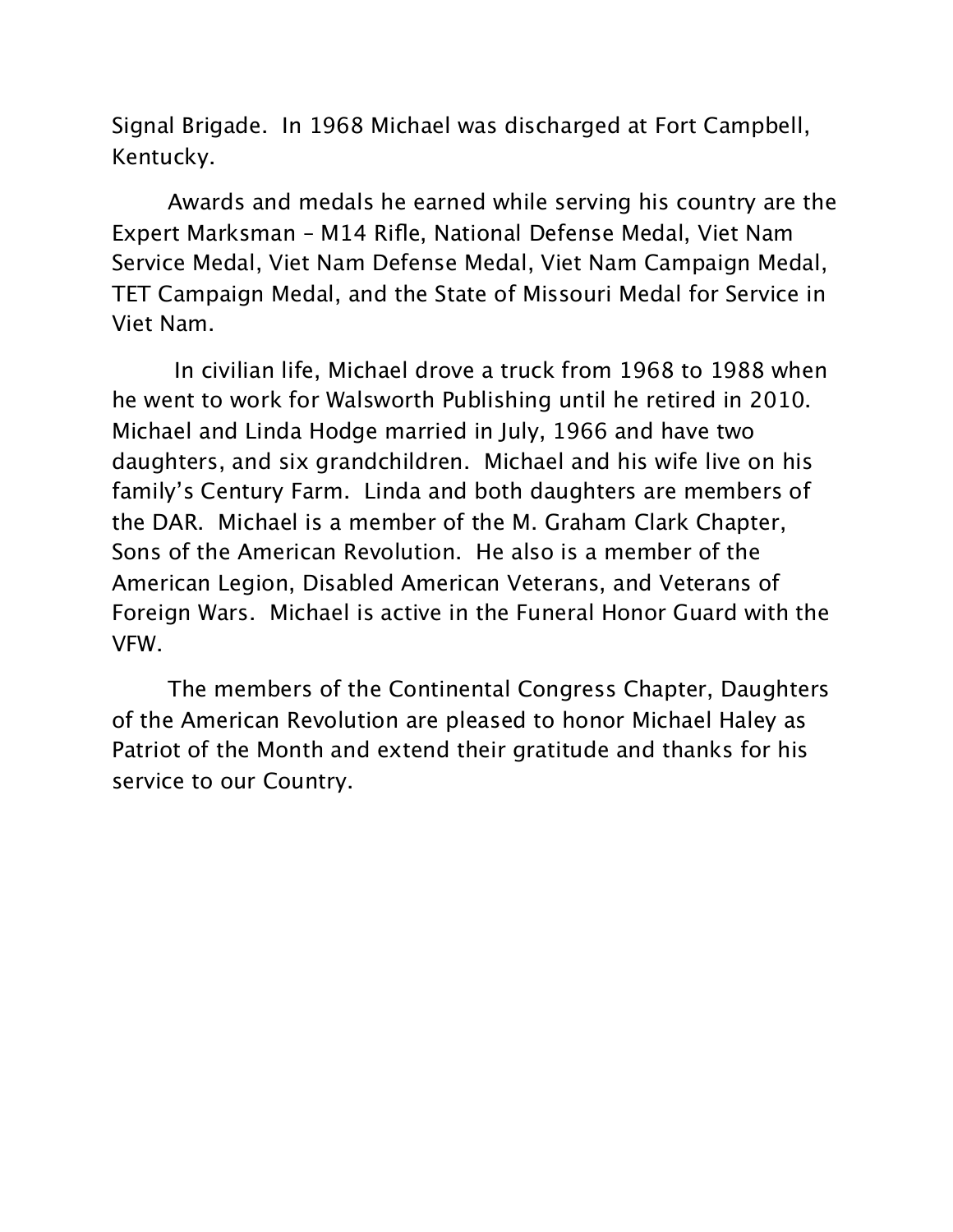Signal Brigade. In 1968 Michael was discharged at Fort Campbell, Kentucky.

Awards and medals he earned while serving his country are the Expert Marksman – M14 Rifle, National Defense Medal, Viet Nam Service Medal, Viet Nam Defense Medal, Viet Nam Campaign Medal, TET Campaign Medal, and the State of Missouri Medal for Service in Viet Nam.

In civilian life, Michael drove a truck from 1968 to 1988 when he went to work for Walsworth Publishing until he retired in 2010. Michael and Linda Hodge married in July, 1966 and have two daughters, and six grandchildren. Michael and his wife live on his family's Century Farm. Linda and both daughters are members of the DAR. Michael is a member of the M. Graham Clark Chapter, Sons of the American Revolution. He also is a member of the American Legion, Disabled American Veterans, and Veterans of Foreign Wars. Michael is active in the Funeral Honor Guard with the VFW.

The members of the Continental Congress Chapter, Daughters of the American Revolution are pleased to honor Michael Haley as Patriot of the Month and extend their gratitude and thanks for his service to our Country.